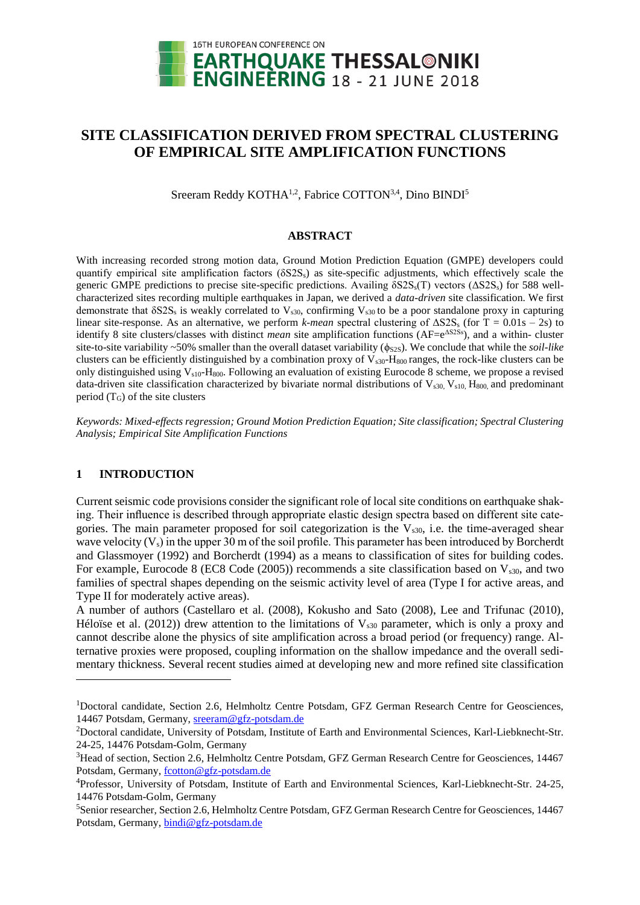# SITE CLASSIFICATION DERIVED FROM SPECTRAL CLUSTERING OF EMPIRICAL SITE AMPLIFICATION FUNCTIONS

Sreeram Reddy KOTHA[1,2], Fabrice COTTON[3,4], Dino BINDI[5]

## ABSTRACT

With increasing recorded strong motion data, Ground Motion Prediction Equation (GMPE) developers could quantify empirical site amplification factors ($\delta S2S_s$) as site-specific adjustments, which effectively scale the generic GMPE predictions to precise site-specific predictions. Availing $\delta S2S_s(T)$ vectors ($\Delta S2S_s$) for 588 well-characterized sites recording multiple earthquakes in Japan, we derived a *data-driven* site classification. We first demonstrate that $\delta S2S_s$ is weakly correlated to $V_{s30}$, confirming $V_{s30}$ to be a poor standalone proxy in capturing linear site-response. As an alternative, we perform *k-mean* spectral clustering of $\Delta S2S_s$ (for T = 0.01s – 2s) to identify 8 site clusters/classes with distinct *mean* site amplification functions ($AF=e^{\Delta S2Ss}$), and a within- cluster site-to-site variability ~50% smaller than the overall dataset variability ($\phi_{S2S}$). We conclude that while the *soil-like* clusters can be efficiently distinguished by a combination proxy of $V_{s30}$-$H_{800}$ ranges, the rock-like clusters can be only distinguished using $V_{s10}$-$H_{800}$. Following an evaluation of existing Eurocode 8 scheme, we propose a revised data-driven site classification characterized by bivariate normal distributions of $V_{s30}$, $V_{s10}$, $H_{800}$, and predominant period ($T_G$) of the site clusters

*Keywords: Mixed-effects regression; Ground Motion Prediction Equation; Site classification; Spectral Clustering Analysis; Empirical Site Amplification Functions*

## 1 INTRODUCTION

Current seismic code provisions consider the significant role of local site conditions on earthquake shaking. Their influence is described through appropriate elastic design spectra based on different site categories. The main parameter proposed for soil categorization is the $V_{s30}$, i.e. the time-averaged shear wave velocity ($V_s$) in the upper 30 m of the soil profile. This parameter has been introduced by Borcherdt and Glassmoyer (1992) and Borcherdt (1994) as a means to classification of sites for building codes. For example, Eurocode 8 (EC8 Code (2005)) recommends a site classification based on $V_{s30}$, and two families of spectral shapes depending on the seismic activity level of area (Type I for active areas, and Type II for moderately active areas).

A number of authors (Castellaro et al. (2008), Kokusho and Sato (2008), Lee and Trifunac (2010), Héloïse et al. (2012)) drew attention to the limitations of $V_{s30}$ parameter, which is only a proxy and cannot describe alone the physics of site amplification across a broad period (or frequency) range. Alternative proxies were proposed, coupling information on the shallow impedance and the overall sedimentary thickness. Several recent studies aimed at developing new and more refined site classification

---

[1]Doctoral candidate, Section 2.6, Helmholtz Centre Potsdam, GFZ German Research Centre for Geosciences, 14467 Potsdam, Germany, sreeram@gfz-potsdam.de

[2]Doctoral candidate, University of Potsdam, Institute of Earth and Environmental Sciences, Karl-Liebknecht-Str. 24-25, 14476 Potsdam-Golm, Germany

[3]Head of section, Section 2.6, Helmholtz Centre Potsdam, GFZ German Research Centre for Geosciences, 14467 Potsdam, Germany, fcotton@gfz-potsdam.de

[4]Professor, University of Potsdam, Institute of Earth and Environmental Sciences, Karl-Liebknecht-Str. 24-25, 14476 Potsdam-Golm, Germany

[5]Senior researcher, Section 2.6, Helmholtz Centre Potsdam, GFZ German Research Centre for Geosciences, 14467 Potsdam, Germany, bindi@gfz-potsdam.de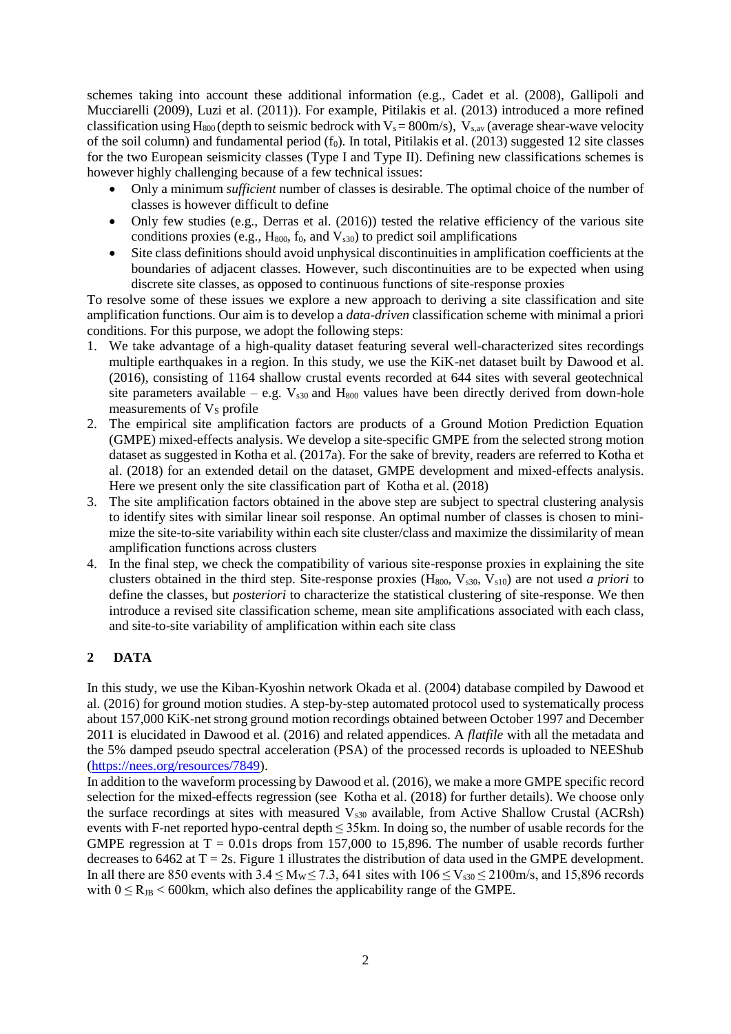schemes taking into account these additional information (e.g., Cadet et al. (2008), Gallipoli and Mucciarelli (2009), Luzi et al. (2011)). For example, Pitilakis et al. (2013) introduced a more refined classification using $H_{800}$ (depth to seismic bedrock with $V_s = 800$m/s), $V_{s,av}$ (average shear-wave velocity of the soil column) and fundamental period ($f_0$). In total, Pitilakis et al. (2013) suggested 12 site classes for the two European seismicity classes (Type I and Type II). Defining new classifications schemes is however highly challenging because of a few technical issues:

- Only a minimum *sufficient* number of classes is desirable. The optimal choice of the number of classes is however difficult to define
- Only few studies (e.g., Derras et al. (2016)) tested the relative efficiency of the various site conditions proxies (e.g., $H_{800}$, $f_0$, and $V_{s30}$) to predict soil amplifications
- Site class definitions should avoid unphysical discontinuities in amplification coefficients at the boundaries of adjacent classes. However, such discontinuities are to be expected when using discrete site classes, as opposed to continuous functions of site-response proxies

To resolve some of these issues we explore a new approach to deriving a site classification and site amplification functions. Our aim is to develop a *data-driven* classification scheme with minimal a priori conditions. For this purpose, we adopt the following steps:

1. We take advantage of a high-quality dataset featuring several well-characterized sites recordings multiple earthquakes in a region. In this study, we use the KiK-net dataset built by Dawood et al. (2016), consisting of 1164 shallow crustal events recorded at 644 sites with several geotechnical site parameters available – e.g. $V_{s30}$ and $H_{800}$ values have been directly derived from down-hole measurements of $V_S$ profile
2. The empirical site amplification factors are products of a Ground Motion Prediction Equation (GMPE) mixed-effects analysis. We develop a site-specific GMPE from the selected strong motion dataset as suggested in Kotha et al. (2017a). For the sake of brevity, readers are referred to Kotha et al. (2018) for an extended detail on the dataset, GMPE development and mixed-effects analysis. Here we present only the site classification part of Kotha et al. (2018)
3. The site amplification factors obtained in the above step are subject to spectral clustering analysis to identify sites with similar linear soil response. An optimal number of classes is chosen to minimize the site-to-site variability within each site cluster/class and maximize the dissimilarity of mean amplification functions across clusters
4. In the final step, we check the compatibility of various site-response proxies in explaining the site clusters obtained in the third step. Site-response proxies ($H_{800}$, $V_{s30}$, $V_{s10}$) are not used *a priori* to define the classes, but *posteriori* to characterize the statistical clustering of site-response. We then introduce a revised site classification scheme, mean site amplifications associated with each class, and site-to-site variability of amplification within each site class

## 2 DATA

In this study, we use the Kiban-Kyoshin network Okada et al. (2004) database compiled by Dawood et al. (2016) for ground motion studies. A step-by-step automated protocol used to systematically process about 157,000 KiK-net strong ground motion recordings obtained between October 1997 and December 2011 is elucidated in Dawood et al. (2016) and related appendices. A *flatfile* with all the metadata and the 5% damped pseudo spectral acceleration (PSA) of the processed records is uploaded to NEEShub (https://nees.org/resources/7849).

In addition to the waveform processing by Dawood et al. (2016), we make a more GMPE specific record selection for the mixed-effects regression (see Kotha et al. (2018) for further details). We choose only the surface recordings at sites with measured $V_{s30}$ available, from Active Shallow Crustal (ACRsh) events with F-net reported hypo-central depth $\leq$ 35km. In doing so, the number of usable records for the GMPE regression at $T = 0.01$s drops from 157,000 to 15,896. The number of usable records further decreases to 6462 at $T = 2$s. Figure 1 illustrates the distribution of data used in the GMPE development. In all there are 850 events with $3.4 \leq M_W \leq 7.3$, 641 sites with $106 \leq V_{s30} \leq 2100$m/s, and 15,896 records with $0 \leq R_{JB} < 600$km, which also defines the applicability range of the GMPE.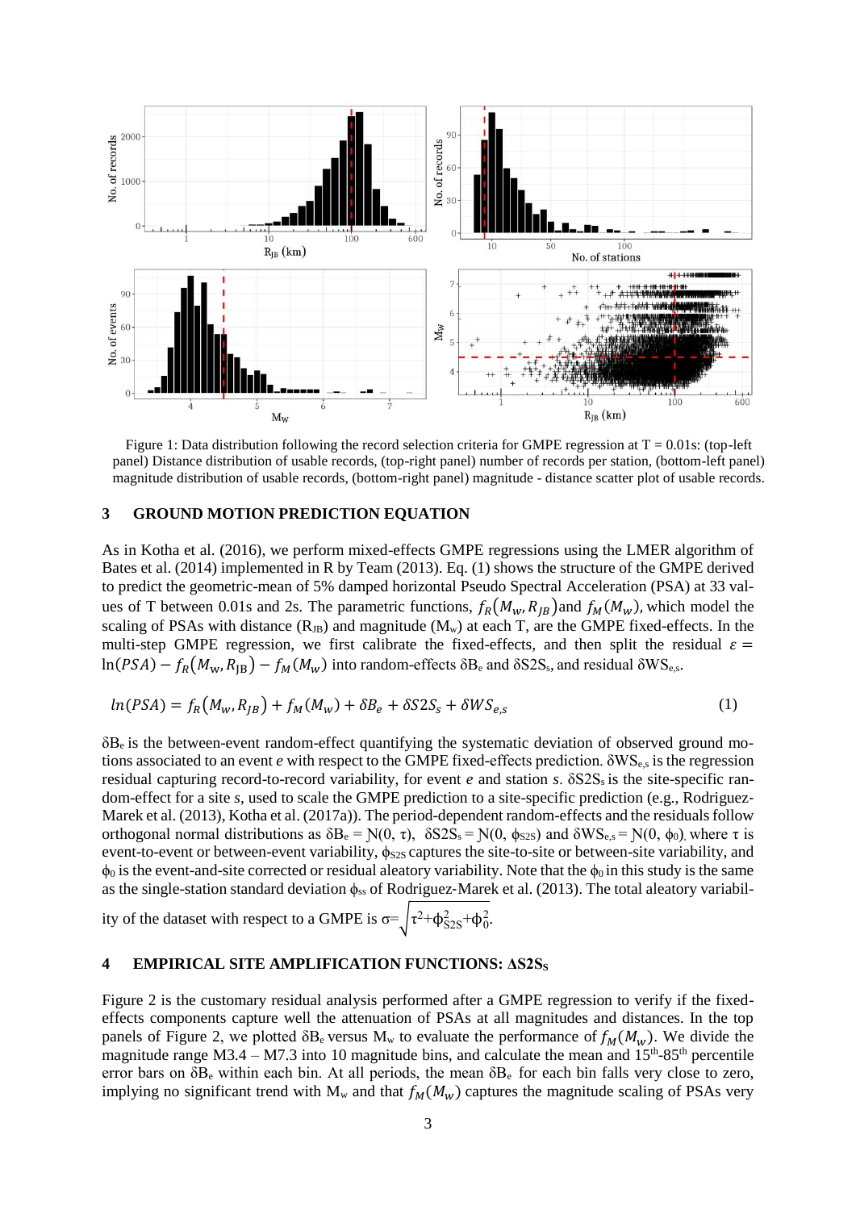Figure 1: Data distribution following the record selection criteria for GMPE regression at T = 0.01s: (top-left panel) Distance distribution of usable records, (top-right panel) number of records per station, (bottom-left panel) magnitude distribution of usable records, (bottom-right panel) magnitude - distance scatter plot of usable records.

## 3 GROUND MOTION PREDICTION EQUATION

As in Kotha et al. (2016), we perform mixed-effects GMPE regressions using the LMER algorithm of Bates et al. (2014) implemented in R by Team (2013). Eq. (1) shows the structure of the GMPE derived to predict the geometric-mean of 5% damped horizontal Pseudo Spectral Acceleration (PSA) at 33 values of T between 0.01s and 2s. The parametric functions, $f_R(M_w, R_{JB})$ and $f_M(M_w)$, which model the scaling of PSAs with distance ($R_{JB}$) and magnitude ($M_w$) at each T, are the GMPE fixed-effects. In the multi-step GMPE regression, we first calibrate the fixed-effects, and then split the residual $\varepsilon = \ln(PSA) - f_R(M_w, R_{JB}) - f_M(M_w)$ into random-effects $\delta B_e$ and $\delta S2S_s$, and residual $\delta WS_{e,s}$.

$$ln(PSA) = f_R(M_w, R_{JB}) + f_M(M_w) + \delta B_e + \delta S2S_s + \delta WS_{e,s} \tag{1}$$

$\delta B_e$ is the between-event random-effect quantifying the systematic deviation of observed ground motions associated to an event *e* with respect to the GMPE fixed-effects prediction. $\delta WS_{e,s}$ is the regression residual capturing record-to-record variability, for event *e* and station *s*. $\delta S2S_s$ is the site-specific random-effect for a site *s*, used to scale the GMPE prediction to a site-specific prediction (e.g., Rodriguez-Marek et al. (2013), Kotha et al. (2017a)). The period-dependent random-effects and the residuals follow orthogonal normal distributions as $\delta B_e = N(0, \tau)$, $\delta S2S_s = N(0, \phi_{S2S})$ and $\delta WS_{e,s} = N(0, \phi_0)$, where $\tau$ is event-to-event or between-event variability, $\phi_{S2S}$ captures the site-to-site or between-site variability, and $\phi_0$ is the event-and-site corrected or residual aleatory variability. Note that the $\phi_0$ in this study is the same as the single-station standard deviation $\phi_{ss}$ of Rodriguez-Marek et al. (2013). The total aleatory variability of the dataset with respect to a GMPE is $\sigma = \sqrt{\tau^2 + \phi_{S2S}^2 + \phi_0^2}$.

## 4 EMPIRICAL SITE AMPLIFICATION FUNCTIONS: $\delta S2S_S$

Figure 2 is the customary residual analysis performed after a GMPE regression to verify if the fixed-effects components capture well the attenuation of PSAs at all magnitudes and distances. In the top panels of Figure 2, we plotted $\delta B_e$ versus $M_w$ to evaluate the performance of $f_M(M_w)$. We divide the magnitude range M3.4 – M7.3 into 10 magnitude bins, and calculate the mean and 15$^{th}$-85$^{th}$ percentile error bars on $\delta B_e$ within each bin. At all periods, the mean $\delta B_e$ for each bin falls very close to zero, implying no significant trend with $M_w$ and that $f_M(M_w)$ captures the magnitude scaling of PSAs very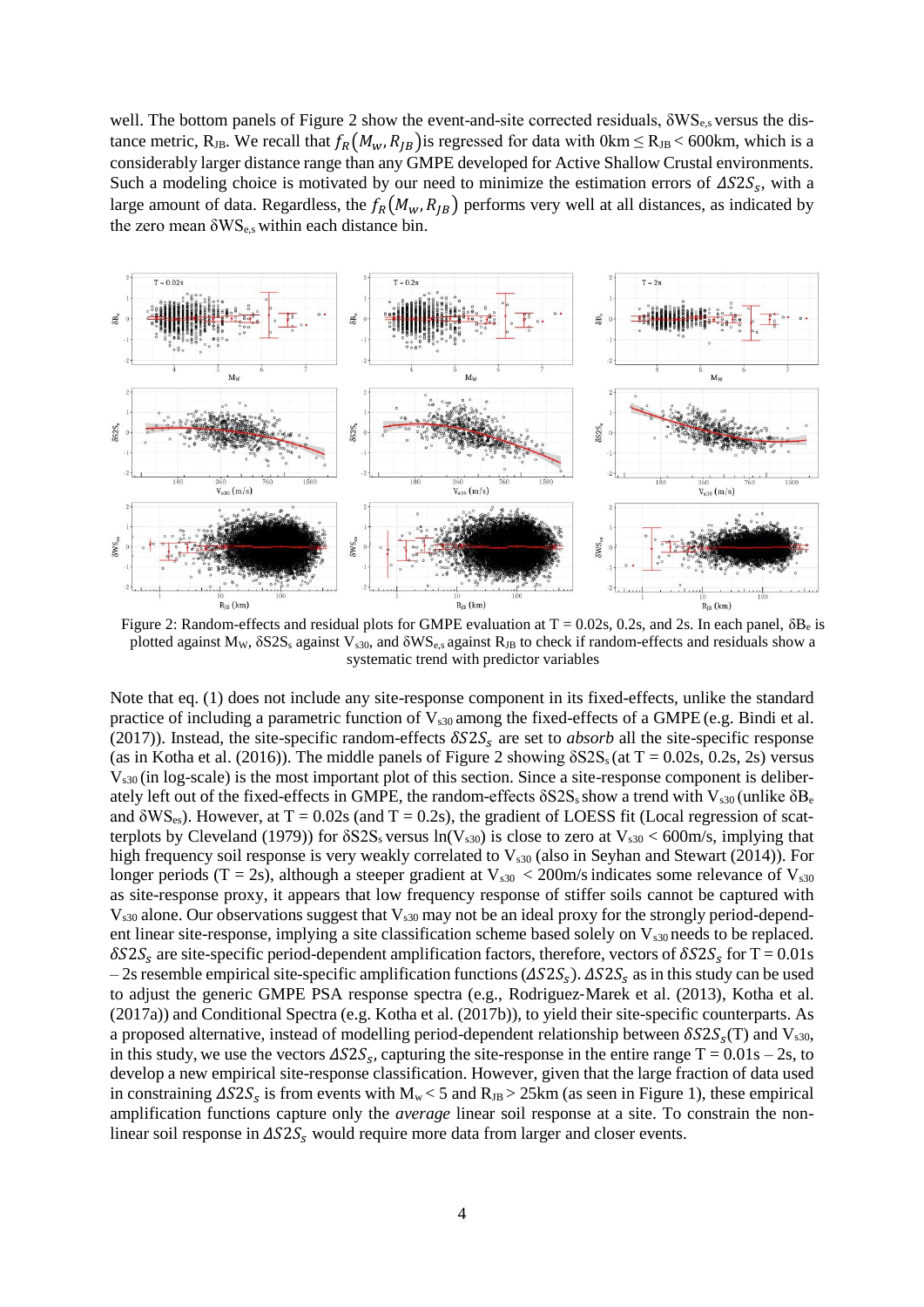well. The bottom panels of Figure 2 show the event-and-site corrected residuals, $\delta WS_{e,s}$ versus the distance metric, $R_{JB}$. We recall that $f_R(M_w, R_{JB})$ is regressed for data with $0\text{km} \leq R_{JB} < 600\text{km}$, which is a considerably larger distance range than any GMPE developed for Active Shallow Crustal environments. Such a modeling choice is motivated by our need to minimize the estimation errors of $\Delta S2S_s$, with a large amount of data. Regardless, the $f_R(M_w, R_{JB})$ performs very well at all distances, as indicated by the zero mean $\delta WS_{e,s}$ within each distance bin.

Figure 2: Random-effects and residual plots for GMPE evaluation at T = 0.02s, 0.2s, and 2s. In each panel, $\delta B_e$ is plotted against $M_W$, $\delta S2S_s$ against $V_{s30}$, and $\delta WS_{e,s}$ against $R_{JB}$ to check if random-effects and residuals show a systematic trend with predictor variables

Note that eq. (1) does not include any site-response component in its fixed-effects, unlike the standard practice of including a parametric function of $V_{s30}$ among the fixed-effects of a GMPE (e.g. Bindi et al. (2017)). Instead, the site-specific random-effects $\delta S2S_s$ are set to *absorb* all the site-specific response (as in Kotha et al. (2016)). The middle panels of Figure 2 showing $\delta S2S_s$ (at T = 0.02s, 0.2s, 2s) versus $V_{s30}$ (in log-scale) is the most important plot of this section. Since a site-response component is deliberately left out of the fixed-effects in GMPE, the random-effects $\delta S2S_s$ show a trend with $V_{s30}$ (unlike $\delta B_e$ and $\delta WS_{es}$). However, at T = 0.02s (and T = 0.2s), the gradient of LOESS fit (Local regression of scatterplots by Cleveland (1979)) for $\delta S2S_s$ versus $\ln(V_{s30})$ is close to zero at $V_{s30} < 600\text{m/s}$, implying that high frequency soil response is very weakly correlated to $V_{s30}$ (also in Seyhan and Stewart (2014)). For longer periods (T = 2s), although a steeper gradient at $V_{s30} < 200\text{m/s}$ indicates some relevance of $V_{s30}$ as site-response proxy, it appears that low frequency response of stiffer soils cannot be captured with $V_{s30}$ alone. Our observations suggest that $V_{s30}$ may not be an ideal proxy for the strongly period-dependent linear site-response, implying a site classification scheme based solely on $V_{s30}$ needs to be replaced. $\delta S2S_s$ are site-specific period-dependent amplification factors, therefore, vectors of $\delta S2S_s$ for T = 0.01s – 2s resemble empirical site-specific amplification functions ($\Delta S2S_s$). $\Delta S2S_s$ as in this study can be used to adjust the generic GMPE PSA response spectra (e.g., Rodriguez-Marek et al. (2013), Kotha et al. (2017a)) and Conditional Spectra (e.g. Kotha et al. (2017b)), to yield their site-specific counterparts. As a proposed alternative, instead of modelling period-dependent relationship between $\delta S2S_s(T)$ and $V_{s30}$, in this study, we use the vectors $\Delta S2S_s$, capturing the site-response in the entire range T = 0.01s – 2s, to develop a new empirical site-response classification. However, given that the large fraction of data used in constraining $\Delta S2S_s$ is from events with $M_w < 5$ and $R_{JB} > 25\text{km}$ (as seen in Figure 1), these empirical amplification functions capture only the *average* linear soil response at a site. To constrain the nonlinear soil response in $\Delta S2S_s$ would require more data from larger and closer events.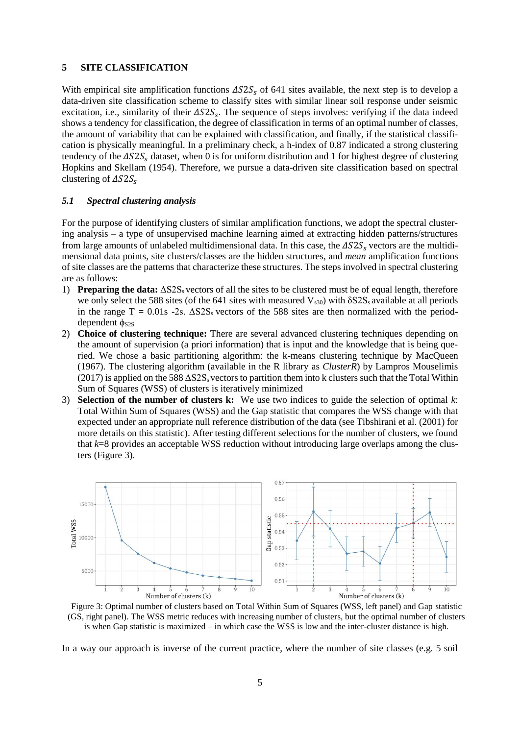## 5 SITE CLASSIFICATION

With empirical site amplification functions $\Delta S2S_s$ of 641 sites available, the next step is to develop a data-driven site classification scheme to classify sites with similar linear soil response under seismic excitation, i.e., similarity of their $\Delta S2S_s$. The sequence of steps involves: verifying if the data indeed shows a tendency for classification, the degree of classification in terms of an optimal number of classes, the amount of variability that can be explained with classification, and finally, if the statistical classification is physically meaningful. In a preliminary check, a h-index of 0.87 indicated a strong clustering tendency of the $\Delta S2S_s$ dataset, when 0 is for uniform distribution and 1 for highest degree of clustering Hopkins and Skellam (1954). Therefore, we pursue a data-driven site classification based on spectral clustering of $\Delta S2S_s$

### *5.1 Spectral clustering analysis*

For the purpose of identifying clusters of similar amplification functions, we adopt the spectral clustering analysis – a type of unsupervised machine learning aimed at extracting hidden patterns/structures from large amounts of unlabeled multidimensional data. In this case, the $\Delta S2S_s$ vectors are the multidimensional data points, site clusters/classes are the hidden structures, and *mean* amplification functions of site classes are the patterns that characterize these structures. The steps involved in spectral clustering are as follows:

1) **Preparing the data:** $\Delta S2S_s$ vectors of all the sites to be clustered must be of equal length, therefore we only select the 588 sites (of the 641 sites with measured $V_{s30}$) with $\delta S2S_s$ available at all periods in the range T = 0.01s -2s. $\Delta S2S_s$ vectors of the 588 sites are then normalized with the period-dependent $\phi_{S2S}$
2) **Choice of clustering technique:** There are several advanced clustering techniques depending on the amount of supervision (a priori information) that is input and the knowledge that is being queried. We chose a basic partitioning algorithm: the k-means clustering technique by MacQueen (1967). The clustering algorithm (available in the R library as *ClusterR*) by Lampros Mouselimis (2017) is applied on the 588 $\Delta S2S_s$ vectors to partition them into k clusters such that the Total Within Sum of Squares (WSS) of clusters is iteratively minimized
3) **Selection of the number of clusters k:** We use two indices to guide the selection of optimal *k*: Total Within Sum of Squares (WSS) and the Gap statistic that compares the WSS change with that expected under an appropriate null reference distribution of the data (see Tibshirani et al. (2001) for more details on this statistic). After testing different selections for the number of clusters, we found that *k*=8 provides an acceptable WSS reduction without introducing large overlaps among the clusters (Figure 3).

Figure 3: Optimal number of clusters based on Total Within Sum of Squares (WSS, left panel) and Gap statistic (GS, right panel). The WSS metric reduces with increasing number of clusters, but the optimal number of clusters is when Gap statistic is maximized – in which case the WSS is low and the inter-cluster distance is high.

In a way our approach is inverse of the current practice, where the number of site classes (e.g. 5 soil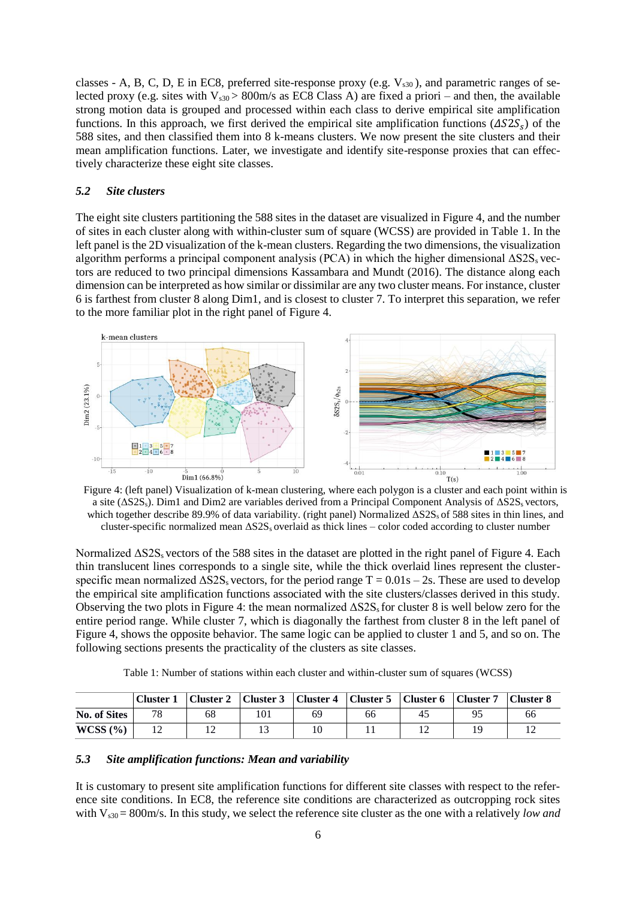classes - A, B, C, D, E in EC8, preferred site-response proxy (e.g. $V_{s30}$), and parametric ranges of selected proxy (e.g. sites with $V_{s30}$ > 800m/s as EC8 Class A) are fixed a priori – and then, the available strong motion data is grouped and processed within each class to derive empirical site amplification functions. In this approach, we first derived the empirical site amplification functions ($\Delta S2S_s$) of the 588 sites, and then classified them into 8 k-means clusters. We now present the site clusters and their mean amplification functions. Later, we investigate and identify site-response proxies that can effectively characterize these eight site classes.

### 5.2 Site clusters

The eight site clusters partitioning the 588 sites in the dataset are visualized in Figure 4, and the number of sites in each cluster along with within-cluster sum of square (WCSS) are provided in Table 1. In the left panel is the 2D visualization of the k-mean clusters. Regarding the two dimensions, the visualization algorithm performs a principal component analysis (PCA) in which the higher dimensional $\Delta S2S_s$ vectors are reduced to two principal dimensions Kassambara and Mundt (2016). The distance along each dimension can be interpreted as how similar or dissimilar are any two cluster means. For instance, cluster 6 is farthest from cluster 8 along Dim1, and is closest to cluster 7. To interpret this separation, we refer to the more familiar plot in the right panel of Figure 4.

Figure 4: (left panel) Visualization of k-mean clustering, where each polygon is a cluster and each point within is a site ($\Delta S2S_s$). Dim1 and Dim2 are variables derived from a Principal Component Analysis of $\Delta S2S_s$ vectors, which together describe 89.9% of data variability. (right panel) Normalized $\Delta S2S_s$ of 588 sites in thin lines, and cluster-specific normalized mean $\Delta S2S_s$ overlaid as thick lines – color coded according to cluster number

Normalized $\Delta S2S_s$ vectors of the 588 sites in the dataset are plotted in the right panel of Figure 4. Each thin translucent lines corresponds to a single site, while the thick overlaid lines represent the cluster-specific mean normalized $\Delta S2S_s$ vectors, for the period range T = 0.01s – 2s. These are used to develop the empirical site amplification functions associated with the site clusters/classes derived in this study. Observing the two plots in Figure 4: the mean normalized $\Delta S2S_s$ for cluster 8 is well below zero for the entire period range. While cluster 7, which is diagonally the farthest from cluster 8 in the left panel of Figure 4, shows the opposite behavior. The same logic can be applied to cluster 1 and 5, and so on. The following sections presents the practicality of the clusters as site classes.

Table 1: Number of stations within each cluster and within-cluster sum of squares (WCSS)

| | Cluster 1 | Cluster 2 | Cluster 3 | Cluster 4 | Cluster 5 | Cluster 6 | Cluster 7 | Cluster 8 |
|---|---|---|---|---|---|---|---|---|
| **No. of Sites** | 78 | 68 | 101 | 69 | 66 | 45 | 95 | 66 |
| **WCSS (%)** | 12 | 12 | 13 | 10 | 11 | 12 | 19 | 12 |

### 5.3 Site amplification functions: Mean and variability

It is customary to present site amplification functions for different site classes with respect to the reference site conditions. In EC8, the reference site conditions are characterized as outcropping rock sites with $V_{s30}$ = 800m/s. In this study, we select the reference site cluster as the one with a relatively *low and*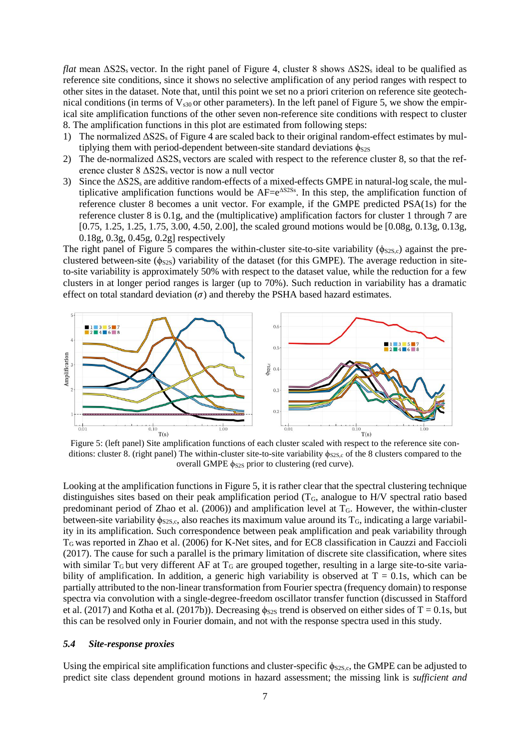*flat* mean $\Delta S2S_s$ vector. In the right panel of Figure 4, cluster 8 shows $\Delta S2S_s$ ideal to be qualified as reference site conditions, since it shows no selective amplification of any period ranges with respect to other sites in the dataset. Note that, until this point we set no a priori criterion on reference site geotechnical conditions (in terms of $V_{s30}$ or other parameters). In the left panel of Figure 5, we show the empirical site amplification functions of the other seven non-reference site conditions with respect to cluster 8. The amplification functions in this plot are estimated from following steps:

1) The normalized $\Delta S2S_s$ of Figure 4 are scaled back to their original random-effect estimates by multiplying them with period-dependent between-site standard deviations $\phi_{S2S}$
2) The de-normalized $\Delta S2S_s$ vectors are scaled with respect to the reference cluster 8, so that the reference cluster 8 $\Delta S2S_s$ vector is now a null vector
3) Since the $\Delta S2S_s$ are additive random-effects of a mixed-effects GMPE in natural-log scale, the multiplicative amplification functions would be $AF=e^{\Delta S2Ss}$. In this step, the amplification function of reference cluster 8 becomes a unit vector. For example, if the GMPE predicted PSA(1s) for the reference cluster 8 is 0.1g, and the (multiplicative) amplification factors for cluster 1 through 7 are [0.75, 1.25, 1.25, 1.75, 3.00, 4.50, 2.00], the scaled ground motions would be [0.08g, 0.13g, 0.13g, 0.18g, 0.3g, 0.45g, 0.2g] respectively

The right panel of Figure 5 compares the within-cluster site-to-site variability ($\phi_{S2S,c}$) against the pre-clustered between-site ($\phi_{S2S}$) variability of the dataset (for this GMPE). The average reduction in site-to-site variability is approximately 50% with respect to the dataset value, while the reduction for a few clusters in at longer period ranges is larger (up to 70%). Such reduction in variability has a dramatic effect on total standard deviation ($\sigma$) and thereby the PSHA based hazard estimates.

Figure 5: (left panel) Site amplification functions of each cluster scaled with respect to the reference site conditions: cluster 8. (right panel) The within-cluster site-to-site variability $\phi_{S2S,c}$ of the 8 clusters compared to the overall GMPE $\phi_{S2S}$ prior to clustering (red curve).

Looking at the amplification functions in Figure 5, it is rather clear that the spectral clustering technique distinguishes sites based on their peak amplification period ($T_G$, analogue to H/V spectral ratio based predominant period of Zhao et al. (2006)) and amplification level at $T_G$. However, the within-cluster between-site variability $\phi_{S2S,c}$, also reaches its maximum value around its $T_G$, indicating a large variability in its amplification. Such correspondence between peak amplification and peak variability through $T_G$ was reported in Zhao et al. (2006) for K-Net sites, and for EC8 classification in Cauzzi and Faccioli (2017). The cause for such a parallel is the primary limitation of discrete site classification, where sites with similar $T_G$ but very different AF at $T_G$ are grouped together, resulting in a large site-to-site variability of amplification. In addition, a generic high variability is observed at T = 0.1s, which can be partially attributed to the non-linear transformation from Fourier spectra (frequency domain) to response spectra via convolution with a single-degree-freedom oscillator transfer function (discussed in Stafford et al. (2017) and Kotha et al. (2017b)). Decreasing $\phi_{S2S}$ trend is observed on either sides of T = 0.1s, but this can be resolved only in Fourier domain, and not with the response spectra used in this study.

### *5.4 Site-response proxies*

Using the empirical site amplification functions and cluster-specific $\phi_{S2S,c}$, the GMPE can be adjusted to predict site class dependent ground motions in hazard assessment; the missing link is *sufficient and*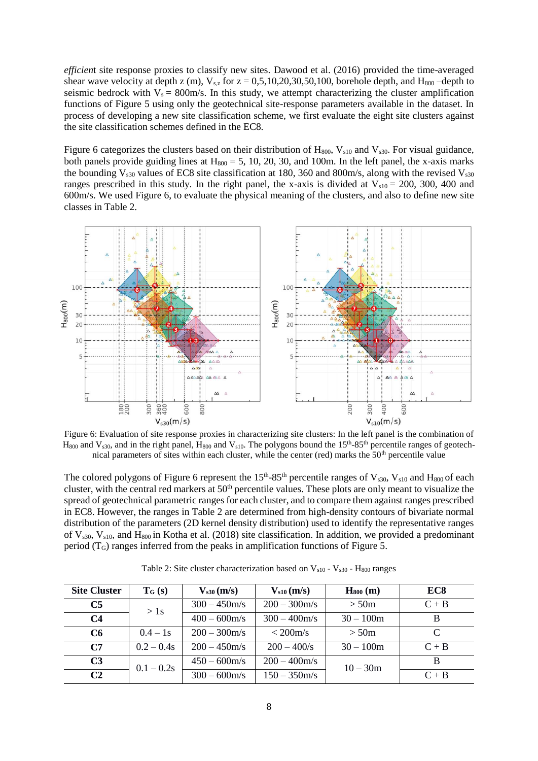*efficient* site response proxies to classify new sites. Dawood et al. (2016) provided the time-averaged shear wave velocity at depth z (m), $V_{s,z}$ for z = 0,5,10,20,30,50,100, borehole depth, and $H_{800}$ –depth to seismic bedrock with $V_s$ = 800m/s. In this study, we attempt characterizing the cluster amplification functions of Figure 5 using only the geotechnical site-response parameters available in the dataset. In process of developing a new site classification scheme, we first evaluate the eight site clusters against the site classification schemes defined in the EC8.

Figure 6 categorizes the clusters based on their distribution of $H_{800}$, $V_{s10}$ and $V_{s30}$. For visual guidance, both panels provide guiding lines at $H_{800}$ = 5, 10, 20, 30, and 100m. In the left panel, the x-axis marks the bounding $V_{s30}$ values of EC8 site classification at 180, 360 and 800m/s, along with the revised $V_{s30}$ ranges prescribed in this study. In the right panel, the x-axis is divided at $V_{s10}$ = 200, 300, 400 and 600m/s. We used Figure 6, to evaluate the physical meaning of the clusters, and also to define new site classes in Table 2.

Figure 6: Evaluation of site response proxies in characterizing site clusters: In the left panel is the combination of $H_{800}$ and $V_{s30}$, and in the right panel, $H_{800}$ and $V_{s10}$. The polygons bound the 15th-85th percentile ranges of geotechnical parameters of sites within each cluster, while the center (red) marks the 50th percentile value

The colored polygons of Figure 6 represent the 15th-85th percentile ranges of $V_{s30}$, $V_{s10}$ and $H_{800}$ of each cluster, with the central red markers at 50th percentile values. These plots are only meant to visualize the spread of geotechnical parametric ranges for each cluster, and to compare them against ranges prescribed in EC8. However, the ranges in Table 2 are determined from high-density contours of bivariate normal distribution of the parameters (2D kernel density distribution) used to identify the representative ranges of $V_{s30}$, $V_{s10}$, and $H_{800}$ in Kotha et al. (2018) site classification. In addition, we provided a predominant period ($T_G$) ranges inferred from the peaks in amplification functions of Figure 5.

Table 2: Site cluster characterization based on $V_{s10}$ - $V_{s30}$ - $H_{800}$ ranges

| Site Cluster | $T_G$ (s) | $V_{s30}$ (m/s) | $V_{s10}$ (m/s) | $H_{800}$ (m) | EC8 |
|---|---|---|---|---|---|
| **C5** | > 1s | 300 – 450m/s | 200 – 300m/s | > 50m | C + B |
| **C4** | | 400 – 600m/s | 300 – 400m/s | 30 – 100m | B |
| **C6** | 0.4 – 1s | 200 – 300m/s | < 200m/s | > 50m | C |
| **C7** | 0.2 – 0.4s | 200 – 450m/s | 200 – 400/s | 30 – 100m | C + B |
| **C3** | 0.1 – 0.2s | 450 – 600m/s | 200 – 400m/s | 10 – 30m | B |
| **C2** | | 300 – 600m/s | 150 – 350m/s | | C + B |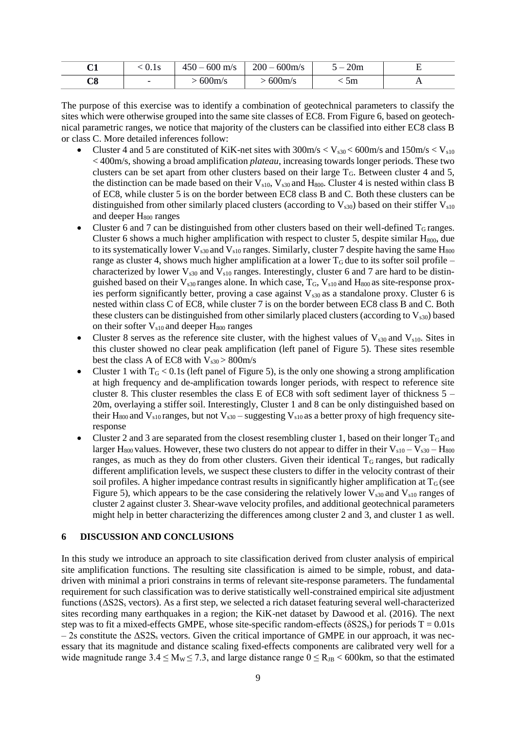| C1 | < 0.1s | 450 – 600 m/s | 200 – 600m/s | 5 – 20m | E |
|---|---|---|---|---|---|
| C8 | - | > 600m/s | > 600m/s | < 5m | A |

The purpose of this exercise was to identify a combination of geotechnical parameters to classify the sites which were otherwise grouped into the same site classes of EC8. From Figure 6, based on geotechnical parametric ranges, we notice that majority of the clusters can be classified into either EC8 class B or class C. More detailed inferences follow:

- Cluster 4 and 5 are constituted of KiK-net sites with $300\text{m/s} < V_{s30} < 600\text{m/s}$ and $150\text{m/s} < V_{s10} < 400\text{m/s}$, showing a broad amplification *plateau*, increasing towards longer periods. These two clusters can be set apart from other clusters based on their large $T_G$. Between cluster 4 and 5, the distinction can be made based on their $V_{s10}$, $V_{s30}$ and $H_{800}$. Cluster 4 is nested within class B of EC8, while cluster 5 is on the border between EC8 class B and C. Both these clusters can be distinguished from other similarly placed clusters (according to $V_{s30}$) based on their stiffer $V_{s10}$ and deeper $H_{800}$ ranges
- Cluster 6 and 7 can be distinguished from other clusters based on their well-defined $T_G$ ranges. Cluster 6 shows a much higher amplification with respect to cluster 5, despite similar $H_{800}$, due to its systematically lower $V_{s30}$ and $V_{s10}$ ranges. Similarly, cluster 7 despite having the same $H_{800}$ range as cluster 4, shows much higher amplification at a lower $T_G$ due to its softer soil profile – characterized by lower $V_{s30}$ and $V_{s10}$ ranges. Interestingly, cluster 6 and 7 are hard to be distinguished based on their $V_{s30}$ ranges alone. In which case, $T_G$, $V_{s10}$ and $H_{800}$ as site-response proxies perform significantly better, proving a case against $V_{s30}$ as a standalone proxy. Cluster 6 is nested within class C of EC8, while cluster 7 is on the border between EC8 class B and C. Both these clusters can be distinguished from other similarly placed clusters (according to $V_{s30}$) based on their softer $V_{s10}$ and deeper $H_{800}$ ranges
- Cluster 8 serves as the reference site cluster, with the highest values of $V_{s30}$ and $V_{s10}$. Sites in this cluster showed no clear peak amplification (left panel of Figure 5). These sites resemble best the class A of EC8 with $V_{s30} > 800\text{m/s}$
- Cluster 1 with $T_G < 0.1\text{s}$ (left panel of Figure 5), is the only one showing a strong amplification at high frequency and de-amplification towards longer periods, with respect to reference site cluster 8. This cluster resembles the class E of EC8 with soft sediment layer of thickness 5 – 20m, overlaying a stiffer soil. Interestingly, Cluster 1 and 8 can be only distinguished based on their $H_{800}$ and $V_{s10}$ ranges, but not $V_{s30}$ – suggesting $V_{s10}$ as a better proxy of high frequency site-response
- Cluster 2 and 3 are separated from the closest resembling cluster 1, based on their longer $T_G$ and larger $H_{800}$ values. However, these two clusters do not appear to differ in their $V_{s10} – V_{s30} – H_{800}$ ranges, as much as they do from other clusters. Given their identical $T_G$ ranges, but radically different amplification levels, we suspect these clusters to differ in the velocity contrast of their soil profiles. A higher impedance contrast results in significantly higher amplification at $T_G$ (see Figure 5), which appears to be the case considering the relatively lower $V_{s30}$ and $V_{s10}$ ranges of cluster 2 against cluster 3. Shear-wave velocity profiles, and additional geotechnical parameters might help in better characterizing the differences among cluster 2 and 3, and cluster 1 as well.

## 6 DISCUSSION AND CONCLUSIONS

In this study we introduce an approach to site classification derived from cluster analysis of empirical site amplification functions. The resulting site classification is aimed to be simple, robust, and data-driven with minimal a priori constrains in terms of relevant site-response parameters. The fundamental requirement for such classification was to derive statistically well-constrained empirical site adjustment functions ($\Delta S2S_s$ vectors). As a first step, we selected a rich dataset featuring several well-characterized sites recording many earthquakes in a region; the KiK-net dataset by Dawood et al. (2016). The next step was to fit a mixed-effects GMPE, whose site-specific random-effects ($\delta S2S_s$) for periods $T = 0.01\text{s} – 2\text{s}$ constitute the $\Delta S2S_s$ vectors. Given the critical importance of GMPE in our approach, it was necessary that its magnitude and distance scaling fixed-effects components are calibrated very well for a wide magnitude range $3.4 \leq M_W \leq 7.3$, and large distance range $0 \leq R_{JB} < 600\text{km}$, so that the estimated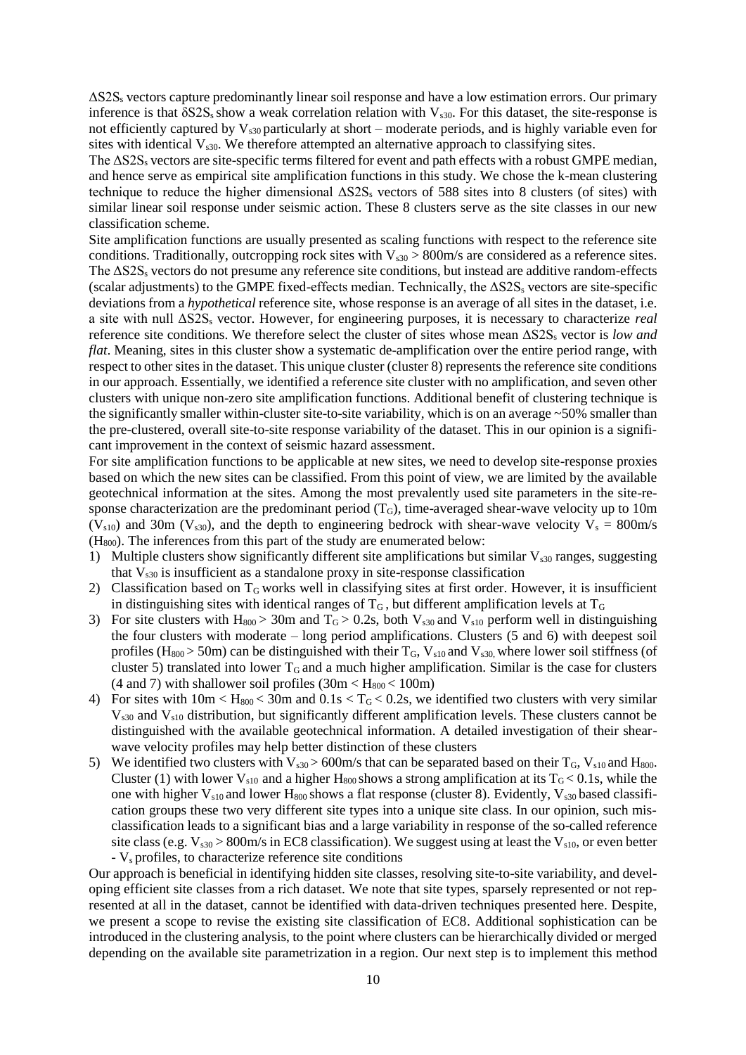$\Delta S2S_s$ vectors capture predominantly linear soil response and have a low estimation errors. Our primary inference is that $\delta S2S_s$ show a weak correlation relation with $V_{s30}$. For this dataset, the site-response is not efficiently captured by $V_{s30}$ particularly at short – moderate periods, and is highly variable even for sites with identical $V_{s30}$. We therefore attempted an alternative approach to classifying sites.

The $\Delta S2S_s$ vectors are site-specific terms filtered for event and path effects with a robust GMPE median, and hence serve as empirical site amplification functions in this study. We chose the k-mean clustering technique to reduce the higher dimensional $\Delta S2S_s$ vectors of 588 sites into 8 clusters (of sites) with similar linear soil response under seismic action. These 8 clusters serve as the site classes in our new classification scheme.

Site amplification functions are usually presented as scaling functions with respect to the reference site conditions. Traditionally, outcropping rock sites with $V_{s30}$ > 800m/s are considered as a reference sites. The $\Delta S2S_s$ vectors do not presume any reference site conditions, but instead are additive random-effects (scalar adjustments) to the GMPE fixed-effects median. Technically, the $\Delta S2S_s$ vectors are site-specific deviations from a *hypothetical* reference site, whose response is an average of all sites in the dataset, i.e. a site with null $\Delta S2S_s$ vector. However, for engineering purposes, it is necessary to characterize *real* reference site conditions. We therefore select the cluster of sites whose mean $\Delta S2S_s$ vector is *low and flat*. Meaning, sites in this cluster show a systematic de-amplification over the entire period range, with respect to other sites in the dataset. This unique cluster (cluster 8) represents the reference site conditions in our approach. Essentially, we identified a reference site cluster with no amplification, and seven other clusters with unique non-zero site amplification functions. Additional benefit of clustering technique is the significantly smaller within-cluster site-to-site variability, which is on an average ~50% smaller than the pre-clustered, overall site-to-site response variability of the dataset. This in our opinion is a significant improvement in the context of seismic hazard assessment.

For site amplification functions to be applicable at new sites, we need to develop site-response proxies based on which the new sites can be classified. From this point of view, we are limited by the available geotechnical information at the sites. Among the most prevalently used site parameters in the site-response characterization are the predominant period ($T_G$), time-averaged shear-wave velocity up to 10m ($V_{s10}$) and 30m ($V_{s30}$), and the depth to engineering bedrock with shear-wave velocity $V_s$ = 800m/s ($H_{800}$). The inferences from this part of the study are enumerated below:

1) Multiple clusters show significantly different site amplifications but similar $V_{s30}$ ranges, suggesting that $V_{s30}$ is insufficient as a standalone proxy in site-response classification
2) Classification based on $T_G$ works well in classifying sites at first order. However, it is insufficient in distinguishing sites with identical ranges of $T_G$, but different amplification levels at $T_G$
3) For site clusters with $H_{800}$ > 30m and $T_G$ > 0.2s, both $V_{s30}$ and $V_{s10}$ perform well in distinguishing the four clusters with moderate – long period amplifications. Clusters (5 and 6) with deepest soil profiles ($H_{800}$ > 50m) can be distinguished with their $T_G$, $V_{s10}$ and $V_{s30}$, where lower soil stiffness (of cluster 5) translated into lower $T_G$ and a much higher amplification. Similar is the case for clusters (4 and 7) with shallower soil profiles (30m < $H_{800}$ < 100m)
4) For sites with 10m < $H_{800}$ < 30m and 0.1s < $T_G$ < 0.2s, we identified two clusters with very similar $V_{s30}$ and $V_{s10}$ distribution, but significantly different amplification levels. These clusters cannot be distinguished with the available geotechnical information. A detailed investigation of their shear-wave velocity profiles may help better distinction of these clusters
5) We identified two clusters with $V_{s30}$ > 600m/s that can be separated based on their $T_G$, $V_{s10}$ and $H_{800}$. Cluster (1) with lower $V_{s10}$ and a higher $H_{800}$ shows a strong amplification at its $T_G$ < 0.1s, while the one with higher $V_{s10}$ and lower $H_{800}$ shows a flat response (cluster 8). Evidently, $V_{s30}$ based classification groups these two very different site types into a unique site class. In our opinion, such misclassification leads to a significant bias and a large variability in response of the so-called reference site class (e.g. $V_{s30}$ > 800m/s in EC8 classification). We suggest using at least the $V_{s10}$, or even better - $V_s$ profiles, to characterize reference site conditions

Our approach is beneficial in identifying hidden site classes, resolving site-to-site variability, and developing efficient site classes from a rich dataset. We note that site types, sparsely represented or not represented at all in the dataset, cannot be identified with data-driven techniques presented here. Despite, we present a scope to revise the existing site classification of EC8. Additional sophistication can be introduced in the clustering analysis, to the point where clusters can be hierarchically divided or merged depending on the available site parametrization in a region. Our next step is to implement this method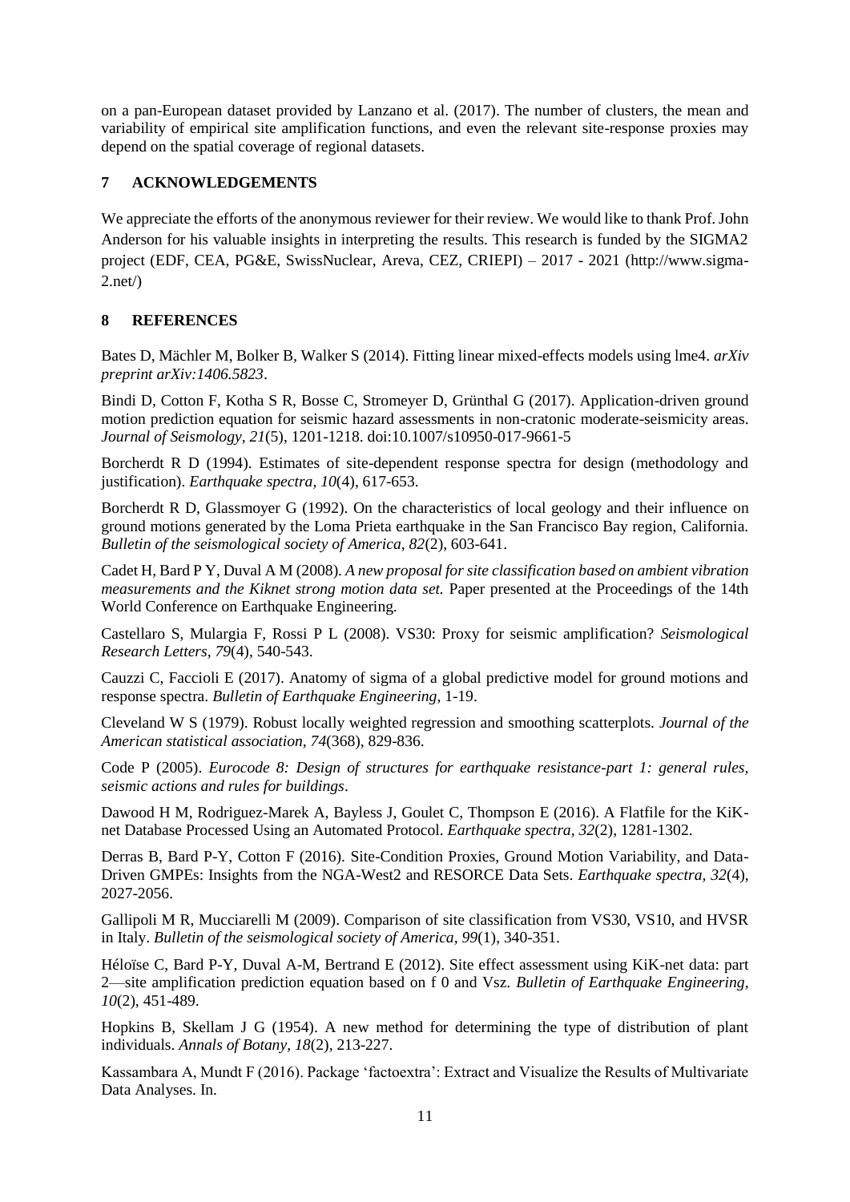on a pan-European dataset provided by Lanzano et al. (2017). The number of clusters, the mean and variability of empirical site amplification functions, and even the relevant site-response proxies may depend on the spatial coverage of regional datasets.

## 7 ACKNOWLEDGEMENTS

We appreciate the efforts of the anonymous reviewer for their review. We would like to thank Prof. John Anderson for his valuable insights in interpreting the results. This research is funded by the SIGMA2 project (EDF, CEA, PG&E, SwissNuclear, Areva, CEZ, CRIEPI) – 2017 - 2021 (http://www.sigma-2.net/)

## 8 REFERENCES

Bates D, Mächler M, Bolker B, Walker S (2014). Fitting linear mixed-effects models using lme4. *arXiv preprint arXiv:1406.5823*.

Bindi D, Cotton F, Kotha S R, Bosse C, Stromeyer D, Grünthal G (2017). Application-driven ground motion prediction equation for seismic hazard assessments in non-cratonic moderate-seismicity areas. *Journal of Seismology, 21*(5), 1201-1218. doi:10.1007/s10950-017-9661-5

Borcherdt R D (1994). Estimates of site-dependent response spectra for design (methodology and justification). *Earthquake spectra, 10*(4), 617-653.

Borcherdt R D, Glassmoyer G (1992). On the characteristics of local geology and their influence on ground motions generated by the Loma Prieta earthquake in the San Francisco Bay region, California. *Bulletin of the seismological society of America, 82*(2), 603-641.

Cadet H, Bard P Y, Duval A M (2008). *A new proposal for site classification based on ambient vibration measurements and the Kiknet strong motion data set.* Paper presented at the Proceedings of the 14th World Conference on Earthquake Engineering.

Castellaro S, Mulargia F, Rossi P L (2008). VS30: Proxy for seismic amplification? *Seismological Research Letters, 79*(4), 540-543.

Cauzzi C, Faccioli E (2017). Anatomy of sigma of a global predictive model for ground motions and response spectra. *Bulletin of Earthquake Engineering*, 1-19.

Cleveland W S (1979). Robust locally weighted regression and smoothing scatterplots. *Journal of the American statistical association, 74*(368), 829-836.

Code P (2005). *Eurocode 8: Design of structures for earthquake resistance-part 1: general rules, seismic actions and rules for buildings*.

Dawood H M, Rodriguez-Marek A, Bayless J, Goulet C, Thompson E (2016). A Flatfile for the KiK-net Database Processed Using an Automated Protocol. *Earthquake spectra, 32*(2), 1281-1302.

Derras B, Bard P-Y, Cotton F (2016). Site-Condition Proxies, Ground Motion Variability, and Data-Driven GMPEs: Insights from the NGA-West2 and RESORCE Data Sets. *Earthquake spectra, 32*(4), 2027-2056.

Gallipoli M R, Mucciarelli M (2009). Comparison of site classification from VS30, VS10, and HVSR in Italy. *Bulletin of the seismological society of America, 99*(1), 340-351.

Héloïse C, Bard P-Y, Duval A-M, Bertrand E (2012). Site effect assessment using KiK-net data: part 2—site amplification prediction equation based on f 0 and Vsz. *Bulletin of Earthquake Engineering, 10*(2), 451-489.

Hopkins B, Skellam J G (1954). A new method for determining the type of distribution of plant individuals. *Annals of Botany, 18*(2), 213-227.

Kassambara A, Mundt F (2016). Package 'factoextra': Extract and Visualize the Results of Multivariate Data Analyses. In.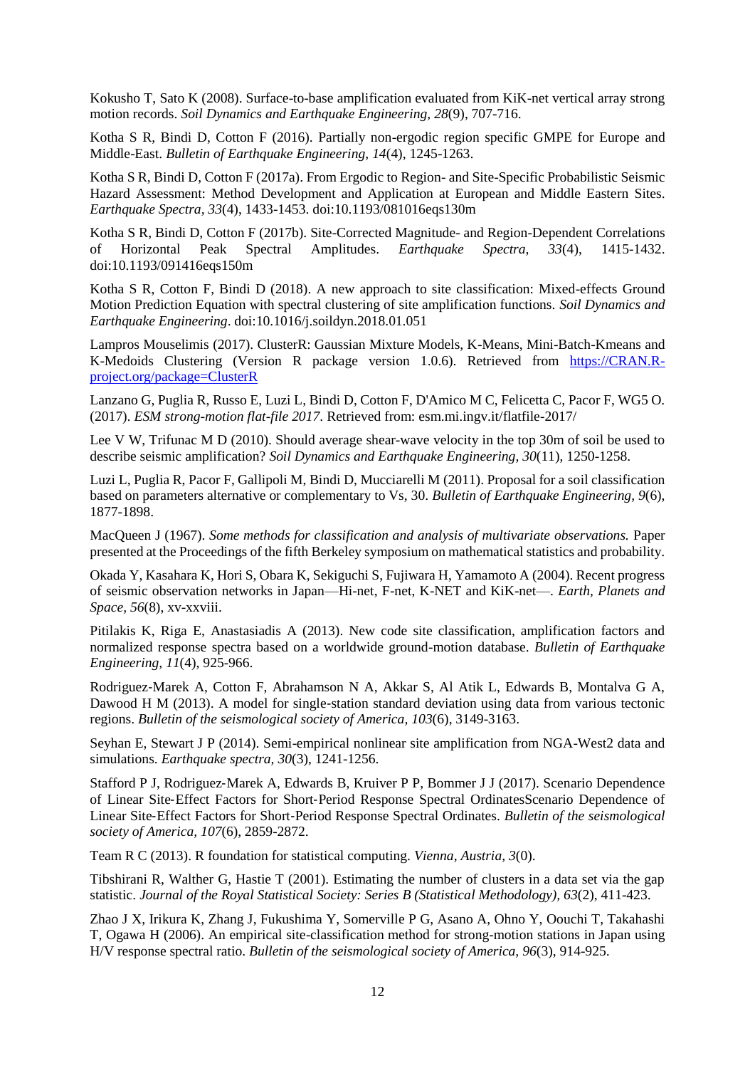Kokusho T, Sato K (2008). Surface-to-base amplification evaluated from KiK-net vertical array strong motion records. *Soil Dynamics and Earthquake Engineering, 28*(9), 707-716.

Kotha S R, Bindi D, Cotton F (2016). Partially non-ergodic region specific GMPE for Europe and Middle-East. *Bulletin of Earthquake Engineering, 14*(4), 1245-1263.

Kotha S R, Bindi D, Cotton F (2017a). From Ergodic to Region- and Site-Specific Probabilistic Seismic Hazard Assessment: Method Development and Application at European and Middle Eastern Sites. *Earthquake Spectra, 33*(4), 1433-1453. doi:10.1193/081016eqs130m

Kotha S R, Bindi D, Cotton F (2017b). Site-Corrected Magnitude- and Region-Dependent Correlations of Horizontal Peak Spectral Amplitudes. *Earthquake Spectra, 33*(4), 1415-1432. doi:10.1193/091416eqs150m

Kotha S R, Cotton F, Bindi D (2018). A new approach to site classification: Mixed-effects Ground Motion Prediction Equation with spectral clustering of site amplification functions. *Soil Dynamics and Earthquake Engineering*. doi:10.1016/j.soildyn.2018.01.051

Lampros Mouselimis (2017). ClusterR: Gaussian Mixture Models, K-Means, Mini-Batch-Kmeans and K-Medoids Clustering (Version R package version 1.0.6). Retrieved from https://CRAN.R-project.org/package=ClusterR

Lanzano G, Puglia R, Russo E, Luzi L, Bindi D, Cotton F, D'Amico M C, Felicetta C, Pacor F, WG5 O. (2017). *ESM strong-motion flat-file 2017*. Retrieved from: esm.mi.ingv.it/flatfile-2017/

Lee V W, Trifunac M D (2010). Should average shear-wave velocity in the top 30m of soil be used to describe seismic amplification? *Soil Dynamics and Earthquake Engineering, 30*(11), 1250-1258.

Luzi L, Puglia R, Pacor F, Gallipoli M, Bindi D, Mucciarelli M (2011). Proposal for a soil classification based on parameters alternative or complementary to Vs, 30. *Bulletin of Earthquake Engineering, 9*(6), 1877-1898.

MacQueen J (1967). *Some methods for classification and analysis of multivariate observations.* Paper presented at the Proceedings of the fifth Berkeley symposium on mathematical statistics and probability.

Okada Y, Kasahara K, Hori S, Obara K, Sekiguchi S, Fujiwara H, Yamamoto A (2004). Recent progress of seismic observation networks in Japan—Hi-net, F-net, K-NET and KiK-net—. *Earth, Planets and Space, 56*(8), xv-xxviii.

Pitilakis K, Riga E, Anastasiadis A (2013). New code site classification, amplification factors and normalized response spectra based on a worldwide ground-motion database. *Bulletin of Earthquake Engineering, 11*(4), 925-966.

Rodriguez‐Marek A, Cotton F, Abrahamson N A, Akkar S, Al Atik L, Edwards B, Montalva G A, Dawood H M (2013). A model for single-station standard deviation using data from various tectonic regions. *Bulletin of the seismological society of America, 103*(6), 3149-3163.

Seyhan E, Stewart J P (2014). Semi-empirical nonlinear site amplification from NGA-West2 data and simulations. *Earthquake spectra, 30*(3), 1241-1256.

Stafford P J, Rodriguez‐Marek A, Edwards B, Kruiver P P, Bommer J J (2017). Scenario Dependence of Linear Site‐Effect Factors for Short‐Period Response Spectral OrdinatesScenario Dependence of Linear Site‐Effect Factors for Short‐Period Response Spectral Ordinates. *Bulletin of the seismological society of America, 107*(6), 2859-2872.

Team R C (2013). R foundation for statistical computing. *Vienna, Austria, 3*(0).

Tibshirani R, Walther G, Hastie T (2001). Estimating the number of clusters in a data set via the gap statistic. *Journal of the Royal Statistical Society: Series B (Statistical Methodology), 63*(2), 411-423.

Zhao J X, Irikura K, Zhang J, Fukushima Y, Somerville P G, Asano A, Ohno Y, Oouchi T, Takahashi T, Ogawa H (2006). An empirical site-classification method for strong-motion stations in Japan using H/V response spectral ratio. *Bulletin of the seismological society of America, 96*(3), 914-925.